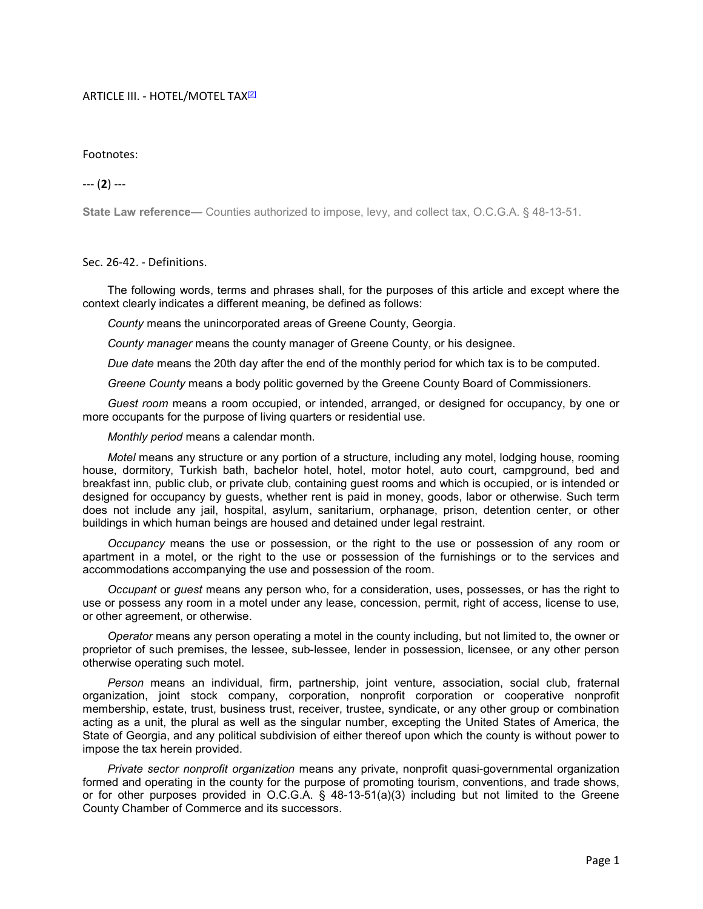# ARTICLE III. - HOTEL/MOTEL TAX[2]

Footnotes:

--- (**2**) ---

**State Law reference—** Counties authorized to impose, levy, and collect tax, O.C.G.A. § 48-13-51.

## Sec. 26-42. - Definitions.

The following words, terms and phrases shall, for the purposes of this article and except where the context clearly indicates a different meaning, be defined as follows:

*County* means the unincorporated areas of Greene County, Georgia.

*County manager* means the county manager of Greene County, or his designee.

*Due date* means the 20th day after the end of the monthly period for which tax is to be computed.

*Greene County* means a body politic governed by the Greene County Board of Commissioners.

*Guest room* means a room occupied, or intended, arranged, or designed for occupancy, by one or more occupants for the purpose of living quarters or residential use.

*Monthly period* means a calendar month.

*Motel* means any structure or any portion of a structure, including any motel, lodging house, rooming house, dormitory, Turkish bath, bachelor hotel, hotel, motor hotel, auto court, campground, bed and breakfast inn, public club, or private club, containing guest rooms and which is occupied, or is intended or designed for occupancy by guests, whether rent is paid in money, goods, labor or otherwise. Such term does not include any jail, hospital, asylum, sanitarium, orphanage, prison, detention center, or other buildings in which human beings are housed and detained under legal restraint.

*Occupancy* means the use or possession, or the right to the use or possession of any room or apartment in a motel, or the right to the use or possession of the furnishings or to the services and accommodations accompanying the use and possession of the room.

*Occupant* or *guest* means any person who, for a consideration, uses, possesses, or has the right to use or possess any room in a motel under any lease, concession, permit, right of access, license to use, or other agreement, or otherwise.

*Operator* means any person operating a motel in the county including, but not limited to, the owner or proprietor of such premises, the lessee, sub-lessee, lender in possession, licensee, or any other person otherwise operating such motel.

*Person* means an individual, firm, partnership, joint venture, association, social club, fraternal organization, joint stock company, corporation, nonprofit corporation or cooperative nonprofit membership, estate, trust, business trust, receiver, trustee, syndicate, or any other group or combination acting as a unit, the plural as well as the singular number, excepting the United States of America, the State of Georgia, and any political subdivision of either thereof upon which the county is without power to impose the tax herein provided.

*Private sector nonprofit organization* means any private, nonprofit quasi-governmental organization formed and operating in the county for the purpose of promoting tourism, conventions, and trade shows, or for other purposes provided in O.C.G.A. § 48-13-51(a)(3) including but not limited to the Greene County Chamber of Commerce and its successors.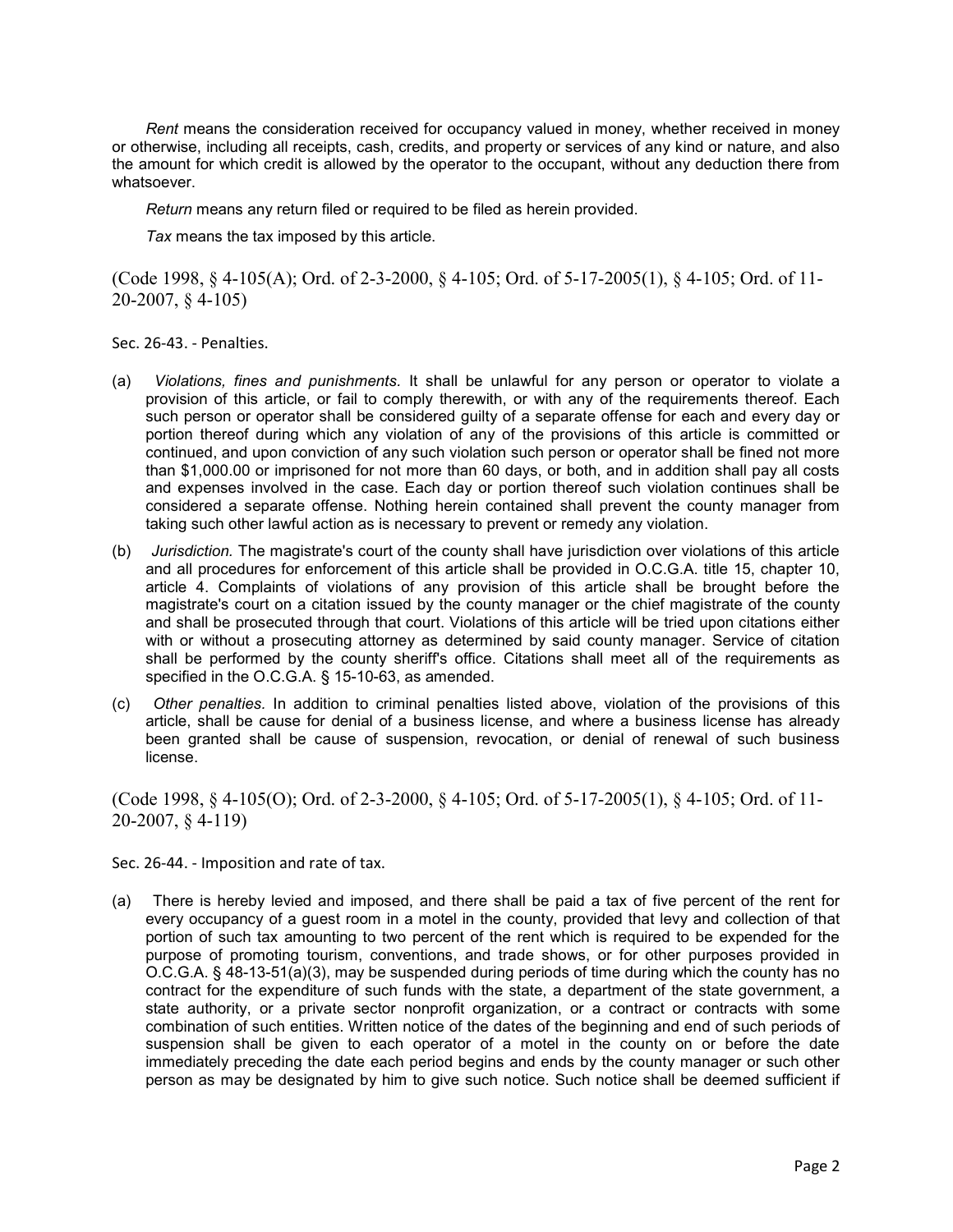*Rent* means the consideration received for occupancy valued in money, whether received in money or otherwise, including all receipts, cash, credits, and property or services of any kind or nature, and also the amount for which credit is allowed by the operator to the occupant, without any deduction there from whatsoever.

*Return* means any return filed or required to be filed as herein provided.

*Tax* means the tax imposed by this article.

(Code 1998, § 4-105(A); Ord. of 2-3-2000, § 4-105; Ord. of 5-17-2005(1), § 4-105; Ord. of 11-20-2007, § 4-105)

Sec. 26-43. - Penalties.

(a) *Violations, fines and punishments.* It shall be unlawful for any person or operator to violate a provision of this article, or fail to comply therewith, or with any of the requirements thereof. Each such person or operator shall be considered guilty of a separate offense for each and every day or portion thereof during which any violation of any of the provisions of this article is committed or continued, and upon conviction of any such violation such person or operator shall be fined not more than $1,000.00 or imprisoned for not more than 60 days, or both, and in addition shall pay all costs and expenses involved in the case. Each day or portion thereof such violation continues shall be considered a separate offense. Nothing herein contained shall prevent the county manager from taking such other lawful action as is necessary to prevent or remedy any violation.

(b) *Jurisdiction.* The magistrate's court of the county shall have jurisdiction over violations of this article and all procedures for enforcement of this article shall be provided in O.C.G.A. title 15, chapter 10, article 4. Complaints of violations of any provision of this article shall be brought before the magistrate's court on a citation issued by the county manager or the chief magistrate of the county and shall be prosecuted through that court. Violations of this article will be tried upon citations either with or without a prosecuting attorney as determined by said county manager. Service of citation shall be performed by the county sheriff's office. Citations shall meet all of the requirements as specified in the O.C.G.A. § 15-10-63, as amended.

(c) *Other penalties.* In addition to criminal penalties listed above, violation of the provisions of this article, shall be cause for denial of a business license, and where a business license has already been granted shall be cause of suspension, revocation, or denial of renewal of such business license.

(Code 1998, § 4-105(O); Ord. of 2-3-2000, § 4-105; Ord. of 5-17-2005(1), § 4-105; Ord. of 11-20-2007, § 4-119)

Sec. 26-44. - Imposition and rate of tax.

(a) There is hereby levied and imposed, and there shall be paid a tax of five percent of the rent for every occupancy of a guest room in a motel in the county, provided that levy and collection of that portion of such tax amounting to two percent of the rent which is required to be expended for the purpose of promoting tourism, conventions, and trade shows, or for other purposes provided in O.C.G.A. § 48-13-51(a)(3), may be suspended during periods of time during which the county has no contract for the expenditure of such funds with the state, a department of the state government, a state authority, or a private sector nonprofit organization, or a contract or contracts with some combination of such entities. Written notice of the dates of the beginning and end of such periods of suspension shall be given to each operator of a motel in the county on or before the date immediately preceding the date each period begins and ends by the county manager or such other person as may be designated by him to give such notice. Such notice shall be deemed sufficient if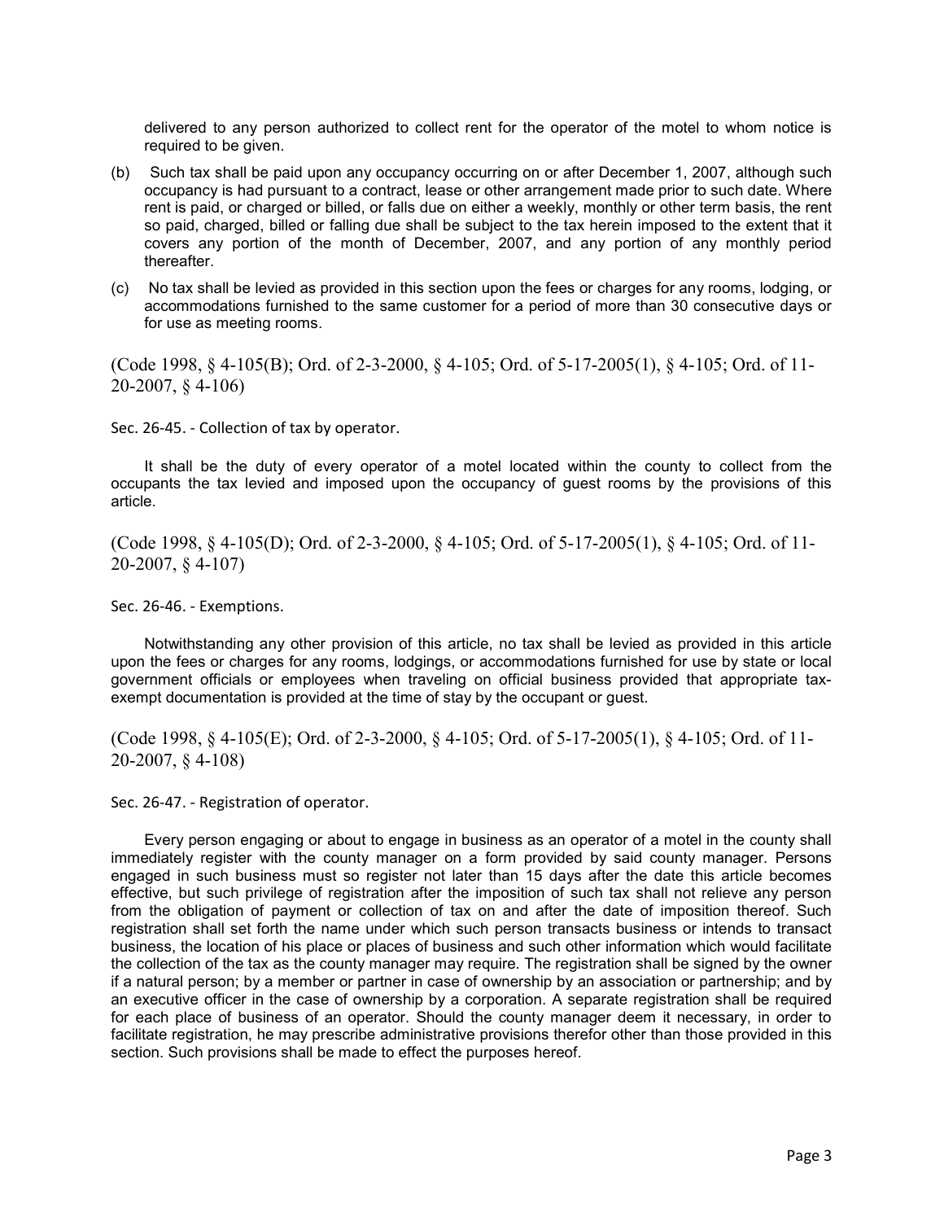delivered to any person authorized to collect rent for the operator of the motel to whom notice is required to be given.

(b) Such tax shall be paid upon any occupancy occurring on or after December 1, 2007, although such occupancy is had pursuant to a contract, lease or other arrangement made prior to such date. Where rent is paid, or charged or billed, or falls due on either a weekly, monthly or other term basis, the rent so paid, charged, billed or falling due shall be subject to the tax herein imposed to the extent that it covers any portion of the month of December, 2007, and any portion of any monthly period thereafter.

(c) No tax shall be levied as provided in this section upon the fees or charges for any rooms, lodging, or accommodations furnished to the same customer for a period of more than 30 consecutive days or for use as meeting rooms.

(Code 1998, § 4-105(B); Ord. of 2-3-2000, § 4-105; Ord. of 5-17-2005(1), § 4-105; Ord. of 11-20-2007, § 4-106)

Sec. 26-45. - Collection of tax by operator.

It shall be the duty of every operator of a motel located within the county to collect from the occupants the tax levied and imposed upon the occupancy of guest rooms by the provisions of this article.

(Code 1998, § 4-105(D); Ord. of 2-3-2000, § 4-105; Ord. of 5-17-2005(1), § 4-105; Ord. of 11-20-2007, § 4-107)

Sec. 26-46. - Exemptions.

Notwithstanding any other provision of this article, no tax shall be levied as provided in this article upon the fees or charges for any rooms, lodgings, or accommodations furnished for use by state or local government officials or employees when traveling on official business provided that appropriate tax-exempt documentation is provided at the time of stay by the occupant or guest.

(Code 1998, § 4-105(E); Ord. of 2-3-2000, § 4-105; Ord. of 5-17-2005(1), § 4-105; Ord. of 11-20-2007, § 4-108)

Sec. 26-47. - Registration of operator.

Every person engaging or about to engage in business as an operator of a motel in the county shall immediately register with the county manager on a form provided by said county manager. Persons engaged in such business must so register not later than 15 days after the date this article becomes effective, but such privilege of registration after the imposition of such tax shall not relieve any person from the obligation of payment or collection of tax on and after the date of imposition thereof. Such registration shall set forth the name under which such person transacts business or intends to transact business, the location of his place or places of business and such other information which would facilitate the collection of the tax as the county manager may require. The registration shall be signed by the owner if a natural person; by a member or partner in case of ownership by an association or partnership; and by an executive officer in the case of ownership by a corporation. A separate registration shall be required for each place of business of an operator. Should the county manager deem it necessary, in order to facilitate registration, he may prescribe administrative provisions therefor other than those provided in this section. Such provisions shall be made to effect the purposes hereof.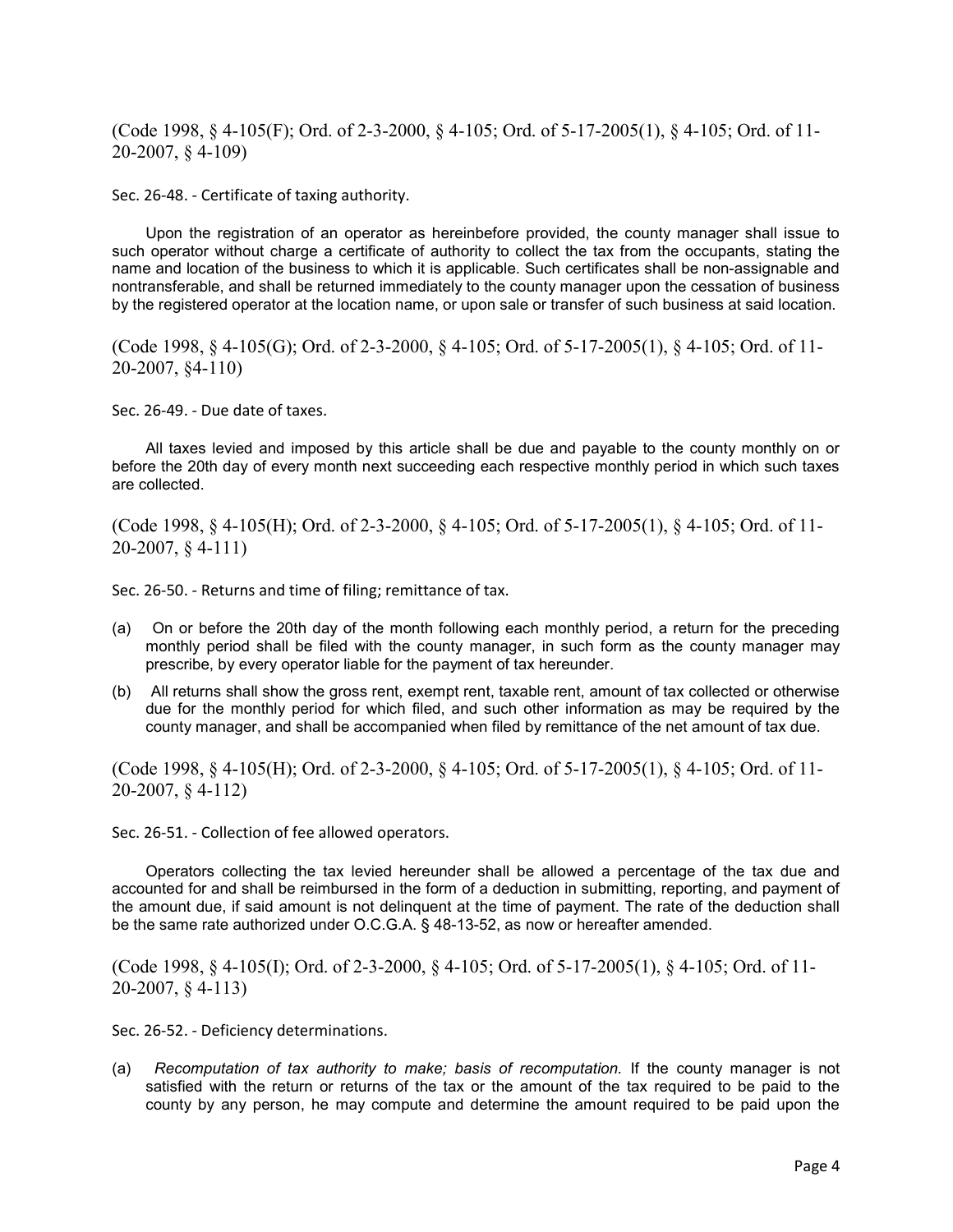(Code 1998, § 4-105(F); Ord. of 2-3-2000, § 4-105; Ord. of 5-17-2005(1), § 4-105; Ord. of 11-20-2007, § 4-109)

### Sec. 26-48. - Certificate of taxing authority.

Upon the registration of an operator as hereinbefore provided, the county manager shall issue to such operator without charge a certificate of authority to collect the tax from the occupants, stating the name and location of the business to which it is applicable. Such certificates shall be non-assignable and nontransferable, and shall be returned immediately to the county manager upon the cessation of business by the registered operator at the location name, or upon sale or transfer of such business at said location.

(Code 1998, § 4-105(G); Ord. of 2-3-2000, § 4-105; Ord. of 5-17-2005(1), § 4-105; Ord. of 11-20-2007, §4-110)

### Sec. 26-49. - Due date of taxes.

All taxes levied and imposed by this article shall be due and payable to the county monthly on or before the 20th day of every month next succeeding each respective monthly period in which such taxes are collected.

(Code 1998, § 4-105(H); Ord. of 2-3-2000, § 4-105; Ord. of 5-17-2005(1), § 4-105; Ord. of 11-20-2007, § 4-111)

### Sec. 26-50. - Returns and time of filing; remittance of tax.

(a) On or before the 20th day of the month following each monthly period, a return for the preceding monthly period shall be filed with the county manager, in such form as the county manager may prescribe, by every operator liable for the payment of tax hereunder.

(b) All returns shall show the gross rent, exempt rent, taxable rent, amount of tax collected or otherwise due for the monthly period for which filed, and such other information as may be required by the county manager, and shall be accompanied when filed by remittance of the net amount of tax due.

(Code 1998, § 4-105(H); Ord. of 2-3-2000, § 4-105; Ord. of 5-17-2005(1), § 4-105; Ord. of 11-20-2007, § 4-112)

### Sec. 26-51. - Collection of fee allowed operators.

Operators collecting the tax levied hereunder shall be allowed a percentage of the tax due and accounted for and shall be reimbursed in the form of a deduction in submitting, reporting, and payment of the amount due, if said amount is not delinquent at the time of payment. The rate of the deduction shall be the same rate authorized under O.C.G.A. § 48-13-52, as now or hereafter amended.

(Code 1998, § 4-105(I); Ord. of 2-3-2000, § 4-105; Ord. of 5-17-2005(1), § 4-105; Ord. of 11-20-2007, § 4-113)

### Sec. 26-52. - Deficiency determinations.

(a) *Recomputation of tax authority to make; basis of recomputation.* If the county manager is not satisfied with the return or returns of the tax or the amount of the tax required to be paid to the county by any person, he may compute and determine the amount required to be paid upon the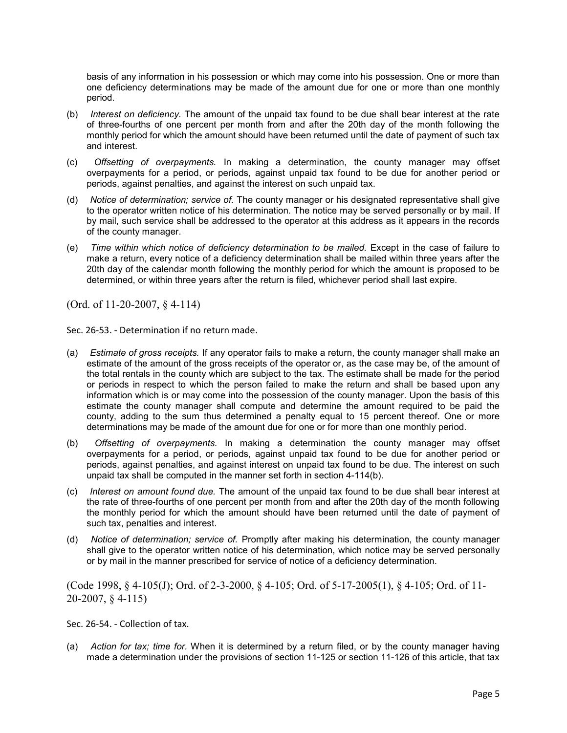basis of any information in his possession or which may come into his possession. One or more than one deficiency determinations may be made of the amount due for one or more than one monthly period.

(b) *Interest on deficiency.* The amount of the unpaid tax found to be due shall bear interest at the rate of three-fourths of one percent per month from and after the 20th day of the month following the monthly period for which the amount should have been returned until the date of payment of such tax and interest.

(c) *Offsetting of overpayments.* In making a determination, the county manager may offset overpayments for a period, or periods, against unpaid tax found to be due for another period or periods, against penalties, and against the interest on such unpaid tax.

(d) *Notice of determination; service of.* The county manager or his designated representative shall give to the operator written notice of his determination. The notice may be served personally or by mail. If by mail, such service shall be addressed to the operator at this address as it appears in the records of the county manager.

(e) *Time within which notice of deficiency determination to be mailed.* Except in the case of failure to make a return, every notice of a deficiency determination shall be mailed within three years after the 20th day of the calendar month following the monthly period for which the amount is proposed to be determined, or within three years after the return is filed, whichever period shall last expire.

(Ord. of 11-20-2007, § 4-114)

Sec. 26-53. - Determination if no return made.

(a) *Estimate of gross receipts.* If any operator fails to make a return, the county manager shall make an estimate of the amount of the gross receipts of the operator or, as the case may be, of the amount of the total rentals in the county which are subject to the tax. The estimate shall be made for the period or periods in respect to which the person failed to make the return and shall be based upon any information which is or may come into the possession of the county manager. Upon the basis of this estimate the county manager shall compute and determine the amount required to be paid the county, adding to the sum thus determined a penalty equal to 15 percent thereof. One or more determinations may be made of the amount due for one or for more than one monthly period.

(b) *Offsetting of overpayments.* In making a determination the county manager may offset overpayments for a period, or periods, against unpaid tax found to be due for another period or periods, against penalties, and against interest on unpaid tax found to be due. The interest on such unpaid tax shall be computed in the manner set forth in section 4-114(b).

(c) *Interest on amount found due.* The amount of the unpaid tax found to be due shall bear interest at the rate of three-fourths of one percent per month from and after the 20th day of the month following the monthly period for which the amount should have been returned until the date of payment of such tax, penalties and interest.

(d) *Notice of determination; service of.* Promptly after making his determination, the county manager shall give to the operator written notice of his determination, which notice may be served personally or by mail in the manner prescribed for service of notice of a deficiency determination.

(Code 1998, § 4-105(J); Ord. of 2-3-2000, § 4-105; Ord. of 5-17-2005(1), § 4-105; Ord. of 11-20-2007, § 4-115)

Sec. 26-54. - Collection of tax.

(a) *Action for tax; time for.* When it is determined by a return filed, or by the county manager having made a determination under the provisions of section 11-125 or section 11-126 of this article, that tax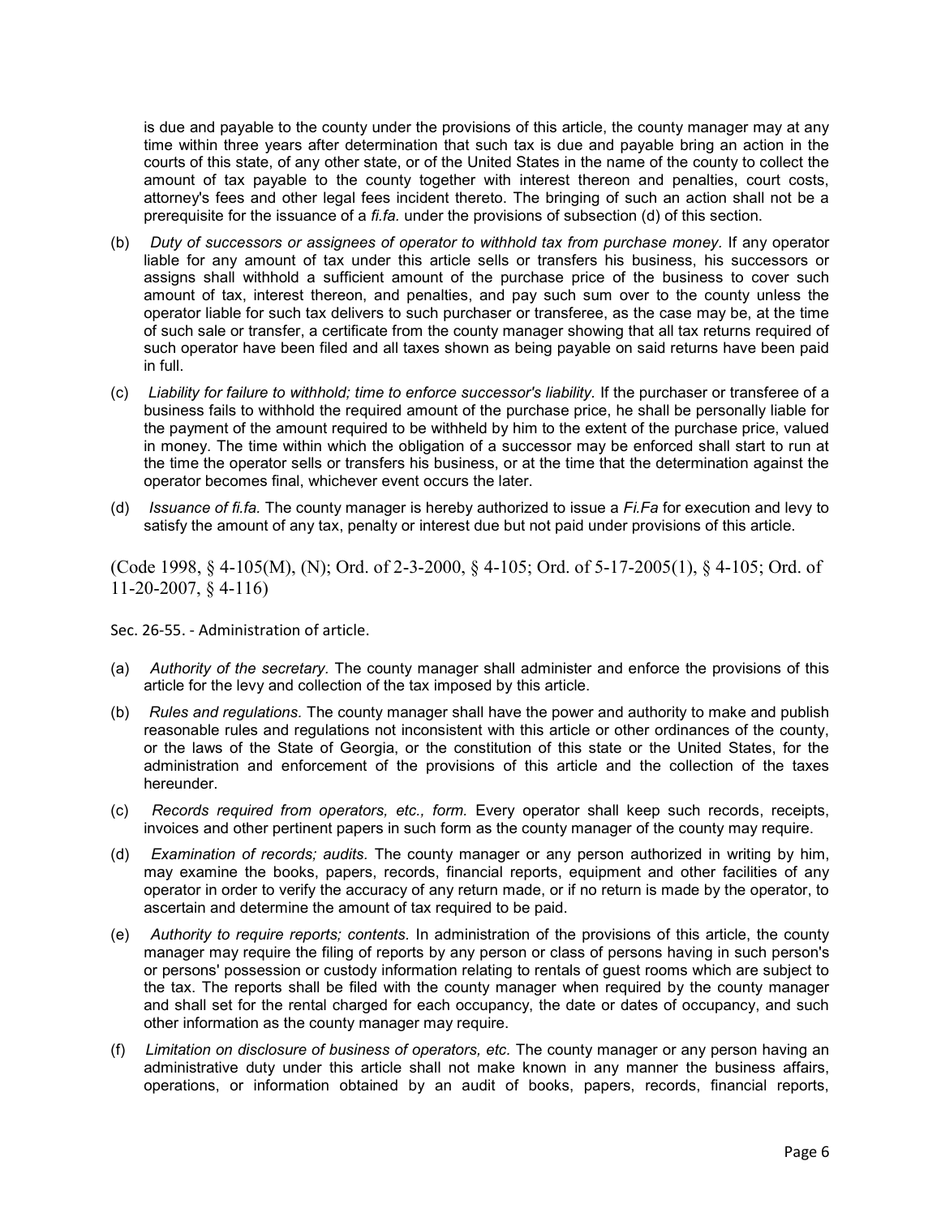is due and payable to the county under the provisions of this article, the county manager may at any time within three years after determination that such tax is due and payable bring an action in the courts of this state, of any other state, or of the United States in the name of the county to collect the amount of tax payable to the county together with interest thereon and penalties, court costs, attorney's fees and other legal fees incident thereto. The bringing of such an action shall not be a prerequisite for the issuance of a *fi.fa.* under the provisions of subsection (d) of this section.

(b) *Duty of successors or assignees of operator to withhold tax from purchase money.* If any operator liable for any amount of tax under this article sells or transfers his business, his successors or assigns shall withhold a sufficient amount of the purchase price of the business to cover such amount of tax, interest thereon, and penalties, and pay such sum over to the county unless the operator liable for such tax delivers to such purchaser or transferee, as the case may be, at the time of such sale or transfer, a certificate from the county manager showing that all tax returns required of such operator have been filed and all taxes shown as being payable on said returns have been paid in full.

(c) *Liability for failure to withhold; time to enforce successor's liability.* If the purchaser or transferee of a business fails to withhold the required amount of the purchase price, he shall be personally liable for the payment of the amount required to be withheld by him to the extent of the purchase price, valued in money. The time within which the obligation of a successor may be enforced shall start to run at the time the operator sells or transfers his business, or at the time that the determination against the operator becomes final, whichever event occurs the later.

(d) *Issuance of fi.fa.* The county manager is hereby authorized to issue a *Fi.Fa* for execution and levy to satisfy the amount of any tax, penalty or interest due but not paid under provisions of this article.

(Code 1998, § 4-105(M), (N); Ord. of 2-3-2000, § 4-105; Ord. of 5-17-2005(1), § 4-105; Ord. of 11-20-2007, § 4-116)

Sec. 26-55. - Administration of article.

(a) *Authority of the secretary.* The county manager shall administer and enforce the provisions of this article for the levy and collection of the tax imposed by this article.

(b) *Rules and regulations.* The county manager shall have the power and authority to make and publish reasonable rules and regulations not inconsistent with this article or other ordinances of the county, or the laws of the State of Georgia, or the constitution of this state or the United States, for the administration and enforcement of the provisions of this article and the collection of the taxes hereunder.

(c) *Records required from operators, etc., form.* Every operator shall keep such records, receipts, invoices and other pertinent papers in such form as the county manager of the county may require.

(d) *Examination of records; audits.* The county manager or any person authorized in writing by him, may examine the books, papers, records, financial reports, equipment and other facilities of any operator in order to verify the accuracy of any return made, or if no return is made by the operator, to ascertain and determine the amount of tax required to be paid.

(e) *Authority to require reports; contents.* In administration of the provisions of this article, the county manager may require the filing of reports by any person or class of persons having in such person's or persons' possession or custody information relating to rentals of guest rooms which are subject to the tax. The reports shall be filed with the county manager when required by the county manager and shall set for the rental charged for each occupancy, the date or dates of occupancy, and such other information as the county manager may require.

(f) *Limitation on disclosure of business of operators, etc.* The county manager or any person having an administrative duty under this article shall not make known in any manner the business affairs, operations, or information obtained by an audit of books, papers, records, financial reports,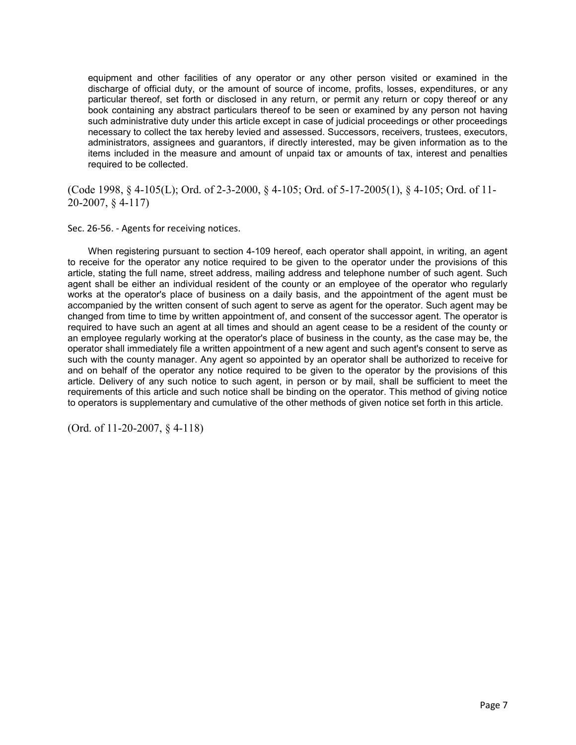equipment and other facilities of any operator or any other person visited or examined in the discharge of official duty, or the amount of source of income, profits, losses, expenditures, or any particular thereof, set forth or disclosed in any return, or permit any return or copy thereof or any book containing any abstract particulars thereof to be seen or examined by any person not having such administrative duty under this article except in case of judicial proceedings or other proceedings necessary to collect the tax hereby levied and assessed. Successors, receivers, trustees, executors, administrators, assignees and guarantors, if directly interested, may be given information as to the items included in the measure and amount of unpaid tax or amounts of tax, interest and penalties required to be collected.

(Code 1998, § 4-105(L); Ord. of 2-3-2000, § 4-105; Ord. of 5-17-2005(1), § 4-105; Ord. of 11-20-2007, § 4-117)

Sec. 26-56. - Agents for receiving notices.

When registering pursuant to section 4-109 hereof, each operator shall appoint, in writing, an agent to receive for the operator any notice required to be given to the operator under the provisions of this article, stating the full name, street address, mailing address and telephone number of such agent. Such agent shall be either an individual resident of the county or an employee of the operator who regularly works at the operator's place of business on a daily basis, and the appointment of the agent must be accompanied by the written consent of such agent to serve as agent for the operator. Such agent may be changed from time to time by written appointment of, and consent of the successor agent. The operator is required to have such an agent at all times and should an agent cease to be a resident of the county or an employee regularly working at the operator's place of business in the county, as the case may be, the operator shall immediately file a written appointment of a new agent and such agent's consent to serve as such with the county manager. Any agent so appointed by an operator shall be authorized to receive for and on behalf of the operator any notice required to be given to the operator by the provisions of this article. Delivery of any such notice to such agent, in person or by mail, shall be sufficient to meet the requirements of this article and such notice shall be binding on the operator. This method of giving notice to operators is supplementary and cumulative of the other methods of given notice set forth in this article.

(Ord. of 11-20-2007, § 4-118)